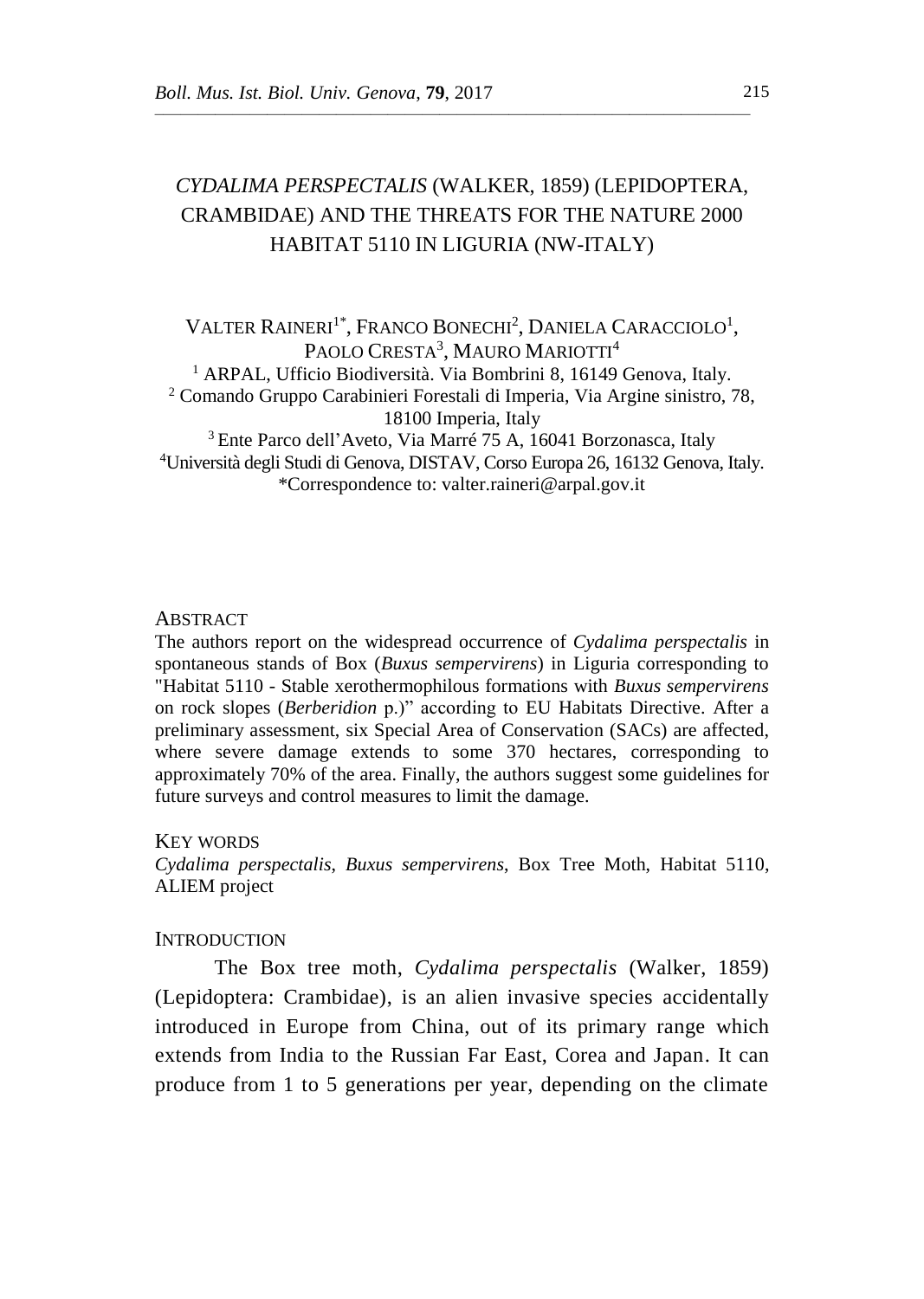# *CYDALIMA PERSPECTALIS* (WALKER, 1859) (LEPIDOPTERA, CRAMBIDAE) AND THE THREATS FOR THE NATURE 2000 HABITAT 5110 IN LIGURIA (NW-ITALY)

VALTER RAINERI[1*], FRANCO BONECHI[2], DANIELA CARACCIOLO[1], PAOLO CRESTA[3], MAURO MARIOTTI[4]

[1] ARPAL, Ufficio Biodiversità. Via Bombrini 8, 16149 Genova, Italy.
[2] Comando Gruppo Carabinieri Forestali di Imperia, Via Argine sinistro, 78, 18100 Imperia, Italy
[3] Ente Parco dell'Aveto, Via Marré 75 A, 16041 Borzonasca, Italy
[4] Università degli Studi di Genova, DISTAV, Corso Europa 26, 16132 Genova, Italy.
*Correspondence to: valter.raineri@arpal.gov.it

## ABSTRACT

The authors report on the widespread occurrence of *Cydalima perspectalis* in spontaneous stands of Box (*Buxus sempervirens*) in Liguria corresponding to "Habitat 5110 - Stable xerothermophilous formations with *Buxus sempervirens* on rock slopes (*Berberidion* p.)" according to EU Habitats Directive. After a preliminary assessment, six Special Area of Conservation (SACs) are affected, where severe damage extends to some 370 hectares, corresponding to approximately 70% of the area. Finally, the authors suggest some guidelines for future surveys and control measures to limit the damage.

## KEY WORDS

*Cydalima perspectalis*, *Buxus sempervirens*, Box Tree Moth, Habitat 5110, ALIEM project

## INTRODUCTION

The Box tree moth, *Cydalima perspectalis* (Walker, 1859) (Lepidoptera: Crambidae), is an alien invasive species accidentally introduced in Europe from China, out of its primary range which extends from India to the Russian Far East, Corea and Japan. It can produce from 1 to 5 generations per year, depending on the climate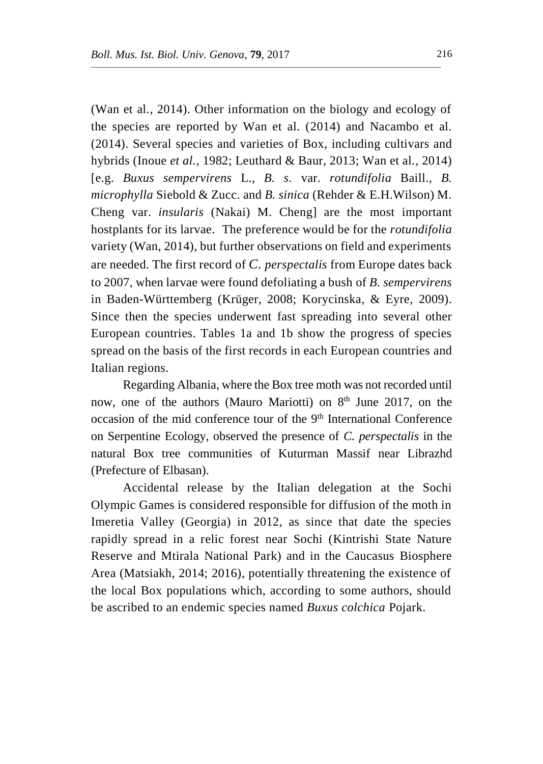(Wan et al., 2014). Other information on the biology and ecology of the species are reported by Wan et al. (2014) and Nacambo et al. (2014). Several species and varieties of Box, including cultivars and hybrids (Inoue *et al.*, 1982; Leuthard & Baur, 2013; Wan et al., 2014) [e.g. *Buxus sempervirens* L., *B. s.* var. *rotundifolia* Baill., *B. microphylla* Siebold & Zucc. and *B. sinica* (Rehder & E.H.Wilson) M. Cheng var. *insularis* (Nakai) M. Cheng] are the most important hostplants for its larvae. The preference would be for the *rotundifolia* variety (Wan, 2014), but further observations on field and experiments are needed. The first record of *C. perspectalis* from Europe dates back to 2007, when larvae were found defoliating a bush of *B. sempervirens* in Baden-Württemberg (Krüger, 2008; Korycinska, & Eyre, 2009). Since then the species underwent fast spreading into several other European countries. Tables 1a and 1b show the progress of species spread on the basis of the first records in each European countries and Italian regions.

Regarding Albania, where the Box tree moth was not recorded until now, one of the authors (Mauro Mariotti) on 8th June 2017, on the occasion of the mid conference tour of the 9th International Conference on Serpentine Ecology, observed the presence of *C. perspectalis* in the natural Box tree communities of Kuturman Massif near Librazhd (Prefecture of Elbasan).

Accidental release by the Italian delegation at the Sochi Olympic Games is considered responsible for diffusion of the moth in Imeretia Valley (Georgia) in 2012, as since that date the species rapidly spread in a relic forest near Sochi (Kintrishi State Nature Reserve and Mtirala National Park) and in the Caucasus Biosphere Area (Matsiakh, 2014; 2016), potentially threatening the existence of the local Box populations which, according to some authors, should be ascribed to an endemic species named *Buxus colchica* Pojark.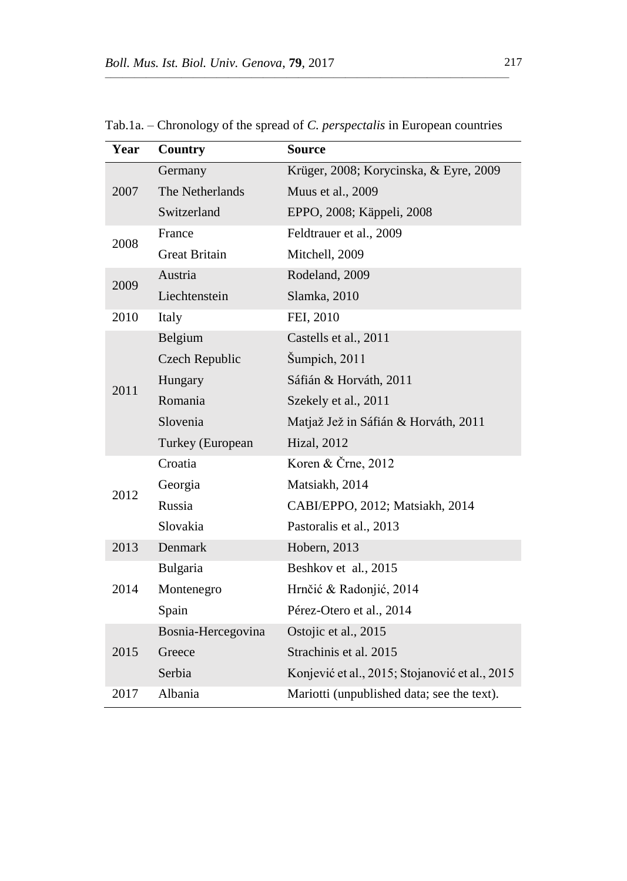Tab.1a. – Chronology of the spread of *C. perspectalis* in European countries

| Year | Country | Source |
|---|---|---|
| 2007 | Germany | Krüger, 2008; Korycinska, & Eyre, 2009 |
| | The Netherlands | Muus et al., 2009 |
| | Switzerland | EPPO, 2008; Käppeli, 2008 |
| 2008 | France | Feldtrauer et al., 2009 |
| | Great Britain | Mitchell, 2009 |
| 2009 | Austria | Rodeland, 2009 |
| | Liechtenstein | Slamka, 2010 |
| 2010 | Italy | FEI, 2010 |
| 2011 | Belgium | Castells et al., 2011 |
| | Czech Republic | Šumpich, 2011 |
| | Hungary | Sáfián & Horváth, 2011 |
| | Romania | Szekely et al., 2011 |
| | Slovenia | Matjaž Jež in Sáfián & Horváth, 2011 |
| | Turkey (European | Hizal, 2012 |
| 2012 | Croatia | Koren & Črne, 2012 |
| | Georgia | Matsiakh, 2014 |
| | Russia | CABI/EPPO, 2012; Matsiakh, 2014 |
| | Slovakia | Pastoralis et al., 2013 |
| 2013 | Denmark | Hobern, 2013 |
| 2014 | Bulgaria | Beshkov et al., 2015 |
| | Montenegro | Hrnčić & Radonjić, 2014 |
| | Spain | Pérez-Otero et al., 2014 |
| 2015 | Bosnia-Hercegovina | Ostojic et al., 2015 |
| | Greece | Strachinis et al. 2015 |
| | Serbia | Konjević et al., 2015; Stojanović et al., 2015 |
| 2017 | Albania | Mariotti (unpublished data; see the text). |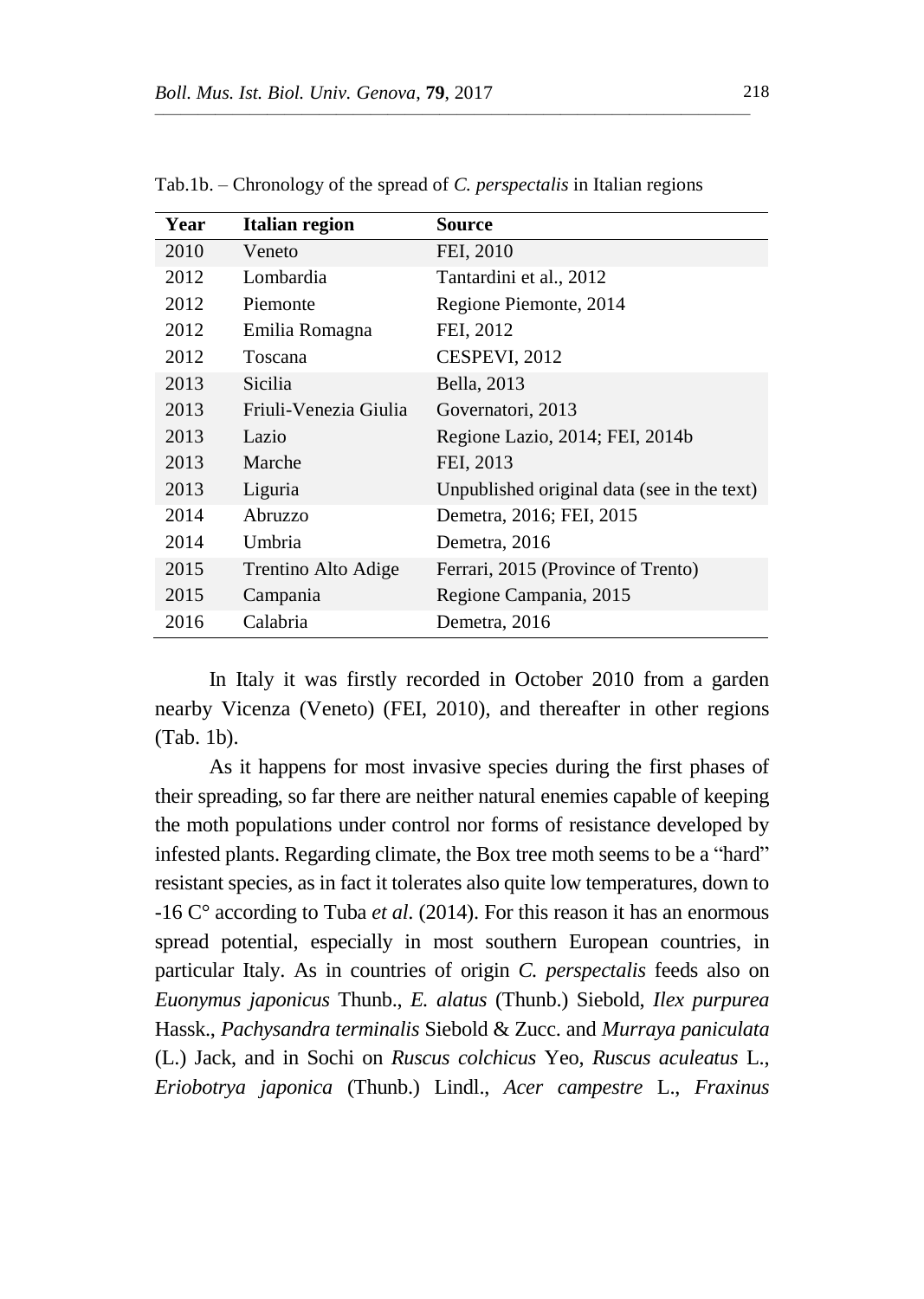Tab.1b. – Chronology of the spread of *C. perspectalis* in Italian regions

| Year | Italian region | Source |
|---|---|---|
| 2010 | Veneto | FEI, 2010 |
| 2012 | Lombardia | Tantardini et al., 2012 |
| 2012 | Piemonte | Regione Piemonte, 2014 |
| 2012 | Emilia Romagna | FEI, 2012 |
| 2012 | Toscana | CESPEVI, 2012 |
| 2013 | Sicilia | Bella, 2013 |
| 2013 | Friuli-Venezia Giulia | Governatori, 2013 |
| 2013 | Lazio | Regione Lazio, 2014; FEI, 2014b |
| 2013 | Marche | FEI, 2013 |
| 2013 | Liguria | Unpublished original data (see in the text) |
| 2014 | Abruzzo | Demetra, 2016; FEI, 2015 |
| 2014 | Umbria | Demetra, 2016 |
| 2015 | Trentino Alto Adige | Ferrari, 2015 (Province of Trento) |
| 2015 | Campania | Regione Campania, 2015 |
| 2016 | Calabria | Demetra, 2016 |

In Italy it was firstly recorded in October 2010 from a garden nearby Vicenza (Veneto) (FEI, 2010), and thereafter in other regions (Tab. 1b).

As it happens for most invasive species during the first phases of their spreading, so far there are neither natural enemies capable of keeping the moth populations under control nor forms of resistance developed by infested plants. Regarding climate, the Box tree moth seems to be a "hard" resistant species, as in fact it tolerates also quite low temperatures, down to -16 C° according to Tuba *et al*. (2014). For this reason it has an enormous spread potential, especially in most southern European countries, in particular Italy. As in countries of origin *C. perspectalis* feeds also on *Euonymus japonicus* Thunb., *E. alatus* (Thunb.) Siebold, *Ilex purpurea* Hassk., *Pachysandra terminalis* Siebold & Zucc. and *Murraya paniculata* (L.) Jack, and in Sochi on *Ruscus colchicus* Yeo, *Ruscus aculeatus* L., *Eriobotrya japonica* (Thunb.) Lindl., *Acer campestre* L., *Fraxinus*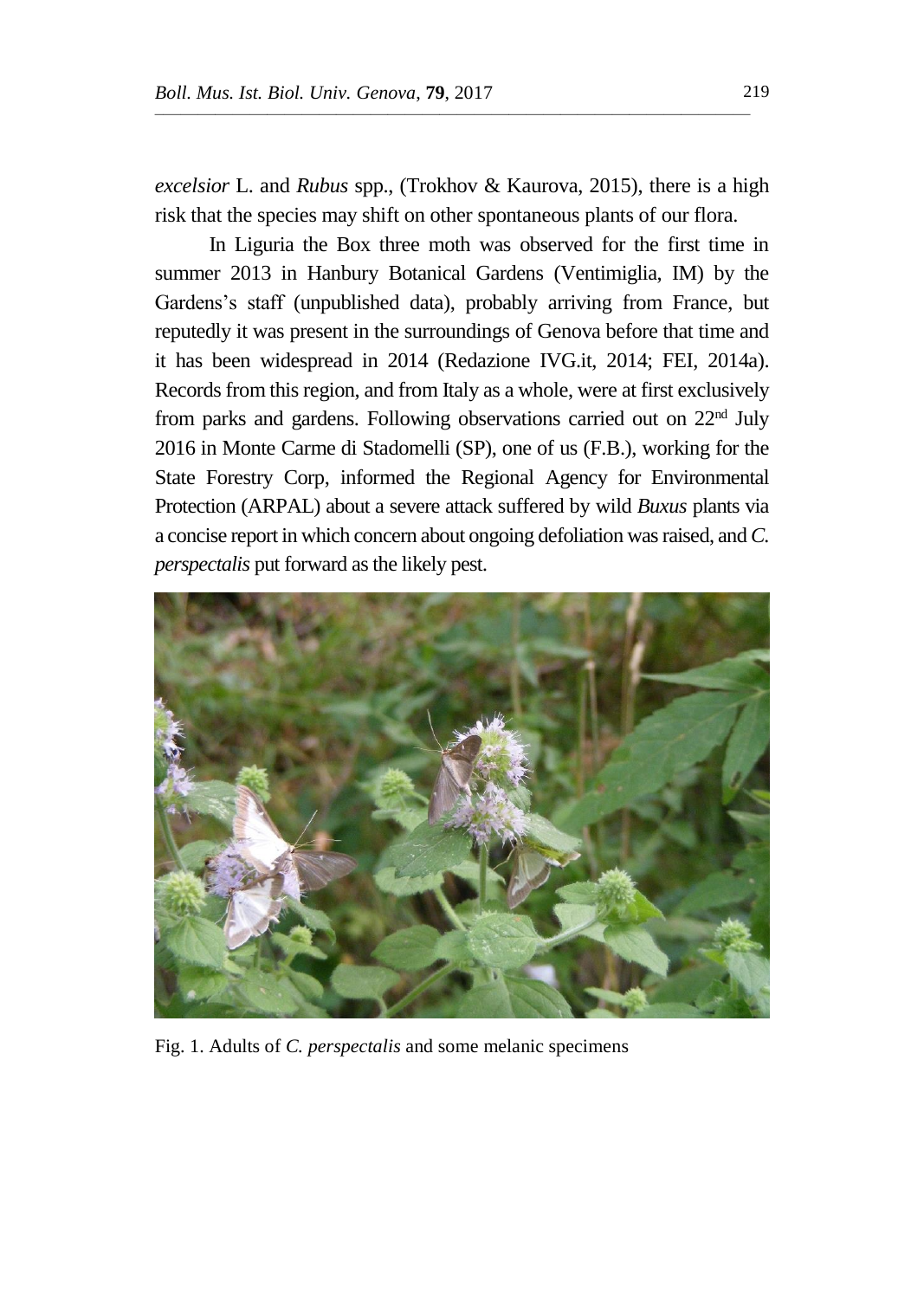*excelsior* L. and *Rubus* spp., (Trokhov & Kaurova, 2015), there is a high risk that the species may shift on other spontaneous plants of our flora.

In Liguria the Box three moth was observed for the first time in summer 2013 in Hanbury Botanical Gardens (Ventimiglia, IM) by the Gardens's staff (unpublished data), probably arriving from France, but reputedly it was present in the surroundings of Genova before that time and it has been widespread in 2014 (Redazione IVG.it, 2014; FEI, 2014a). Records from this region, and from Italy as a whole, were at first exclusively from parks and gardens. Following observations carried out on 22nd July 2016 in Monte Carme di Stadomelli (SP), one of us (F.B.), working for the State Forestry Corp, informed the Regional Agency for Environmental Protection (ARPAL) about a severe attack suffered by wild *Buxus* plants via a concise report in which concern about ongoing defoliation was raised, and *C. perspectalis* put forward as the likely pest.

Fig. 1. Adults of *C. perspectalis* and some melanic specimens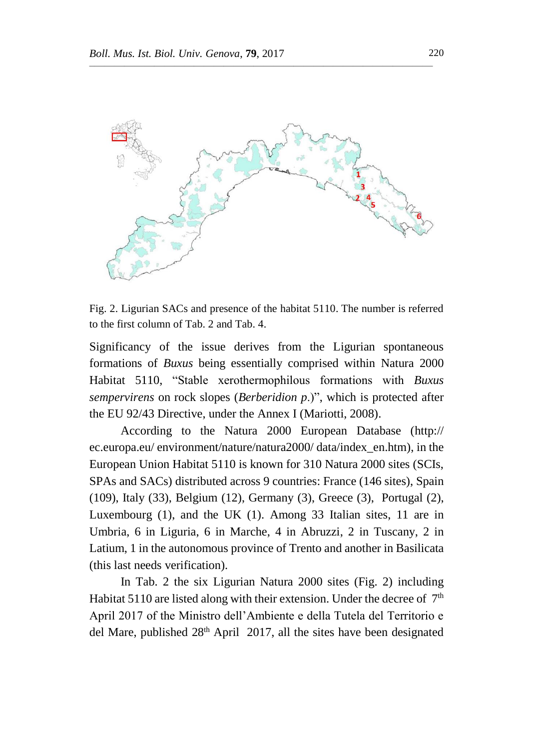Fig. 2. Ligurian SACs and presence of the habitat 5110. The number is referred to the first column of Tab. 2 and Tab. 4.

Significancy of the issue derives from the Ligurian spontaneous formations of *Buxus* being essentially comprised within Natura 2000 Habitat 5110, "Stable xerothermophilous formations with *Buxus sempervirens* on rock slopes (*Berberidion p*.)", which is protected after the EU 92/43 Directive, under the Annex I (Mariotti, 2008).

According to the Natura 2000 European Database (http:// ec.europa.eu/ environment/nature/natura2000/ data/index_en.htm), in the European Union Habitat 5110 is known for 310 Natura 2000 sites (SCIs, SPAs and SACs) distributed across 9 countries: France (146 sites), Spain (109), Italy (33), Belgium (12), Germany (3), Greece (3), Portugal (2), Luxembourg (1), and the UK (1). Among 33 Italian sites, 11 are in Umbria, 6 in Liguria, 6 in Marche, 4 in Abruzzi, 2 in Tuscany, 2 in Latium, 1 in the autonomous province of Trento and another in Basilicata (this last needs verification).

In Tab. 2 the six Ligurian Natura 2000 sites (Fig. 2) including Habitat 5110 are listed along with their extension. Under the decree of 7th April 2017 of the Ministro dell'Ambiente e della Tutela del Territorio e del Mare, published 28th April 2017, all the sites have been designated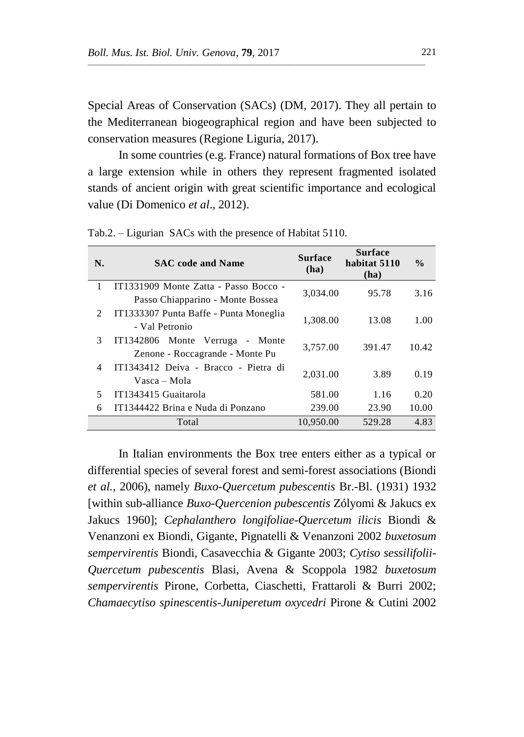Special Areas of Conservation (SACs) (DM, 2017). They all pertain to the Mediterranean biogeographical region and have been subjected to conservation measures (Regione Liguria, 2017).

In some countries (e.g. France) natural formations of Box tree have a large extension while in others they represent fragmented isolated stands of ancient origin with great scientific importance and ecological value (Di Domenico *et al*., 2012).

Tab.2. – Ligurian SACs with the presence of Habitat 5110.

| **N.** | **SAC code and Name** | **Surface (ha)** | **Surface habitat 5110 (ha)** | **%** |
|---|---|---|---|---|
| 1 | IT1331909 Monte Zatta - Passo Bocco - Passo Chiapparino - Monte Bossea | 3,034.00 | 95.78 | 3.16 |
| 2 | IT1333307 Punta Baffe - Punta Moneglia - Val Petronio | 1,308.00 | 13.08 | 1.00 |
| 3 | IT1342806 Monte Verruga - Monte Zenone - Roccagrande - Monte Pu | 3,757.00 | 391.47 | 10.42 |
| 4 | IT1343412 Deiva - Bracco - Pietra di Vasca – Mola | 2,031.00 | 3.89 | 0.19 |
| 5 | IT1343415 Guaitarola | 581.00 | 1.16 | 0.20 |
| 6 | IT1344422 Brina e Nuda di Ponzano | 239.00 | 23.90 | 10.00 |
| | Total | 10,950.00 | 529.28 | 4.83 |

In Italian environments the Box tree enters either as a typical or differential species of several forest and semi-forest associations (Biondi *et al.*, 2006), namely *Buxo-Quercetum pubescentis* Br.-Bl. (1931) 1932 [within sub-alliance *Buxo-Quercenion pubescentis* Zólyomi & Jakucs ex Jakucs 1960]; *Cephalanthero longifoliae-Quercetum ilicis* Biondi & Venanzoni ex Biondi, Gigante, Pignatelli & Venanzoni 2002 *buxetosum sempervirentis* Biondi, Casavecchia & Gigante 2003; *Cytiso sessilifolii-Quercetum pubescentis* Blasi, Avena & Scoppola 1982 *buxetosum sempervirentis* Pirone, Corbetta, Ciaschetti, Frattaroli & Burri 2002; *Chamaecytiso spinescentis-Juniperetum oxycedri* Pirone & Cutini 2002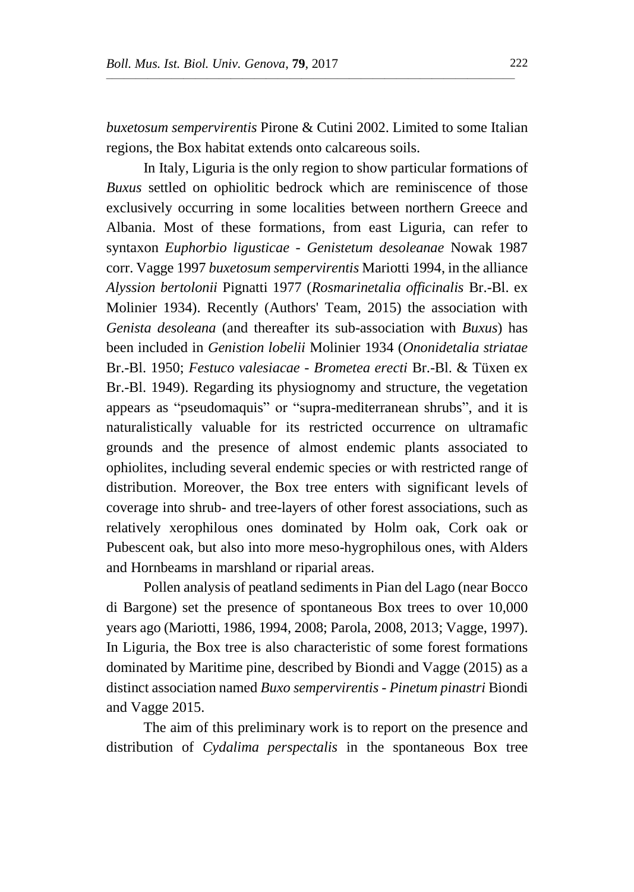*buxetosum sempervirentis* Pirone & Cutini 2002. Limited to some Italian regions, the Box habitat extends onto calcareous soils.

In Italy, Liguria is the only region to show particular formations of *Buxus* settled on ophiolitic bedrock which are reminiscence of those exclusively occurring in some localities between northern Greece and Albania. Most of these formations, from east Liguria, can refer to syntaxon *Euphorbio ligusticae - Genistetum desoleanae* Nowak 1987 corr. Vagge 1997 *buxetosum sempervirentis* Mariotti 1994, in the alliance *Alyssion bertolonii* Pignatti 1977 (*Rosmarinetalia officinalis* Br.-Bl. ex Molinier 1934). Recently (Authors' Team, 2015) the association with *Genista desoleana* (and thereafter its sub-association with *Buxus*) has been included in *Genistion lobelii* Molinier 1934 (*Ononidetalia striatae* Br.-Bl. 1950; *Festuco valesiacae - Brometea erecti* Br.-Bl. & Tüxen ex Br.-Bl. 1949). Regarding its physiognomy and structure, the vegetation appears as "pseudomaquis" or "supra-mediterranean shrubs", and it is naturalistically valuable for its restricted occurrence on ultramafic grounds and the presence of almost endemic plants associated to ophiolites, including several endemic species or with restricted range of distribution. Moreover, the Box tree enters with significant levels of coverage into shrub- and tree-layers of other forest associations, such as relatively xerophilous ones dominated by Holm oak, Cork oak or Pubescent oak, but also into more meso-hygrophilous ones, with Alders and Hornbeams in marshland or riparial areas.

Pollen analysis of peatland sediments in Pian del Lago (near Bocco di Bargone) set the presence of spontaneous Box trees to over 10,000 years ago (Mariotti, 1986, 1994, 2008; Parola, 2008, 2013; Vagge, 1997). In Liguria, the Box tree is also characteristic of some forest formations dominated by Maritime pine, described by Biondi and Vagge (2015) as a distinct association named *Buxo sempervirentis - Pinetum pinastri* Biondi and Vagge 2015.

The aim of this preliminary work is to report on the presence and distribution of *Cydalima perspectalis* in the spontaneous Box tree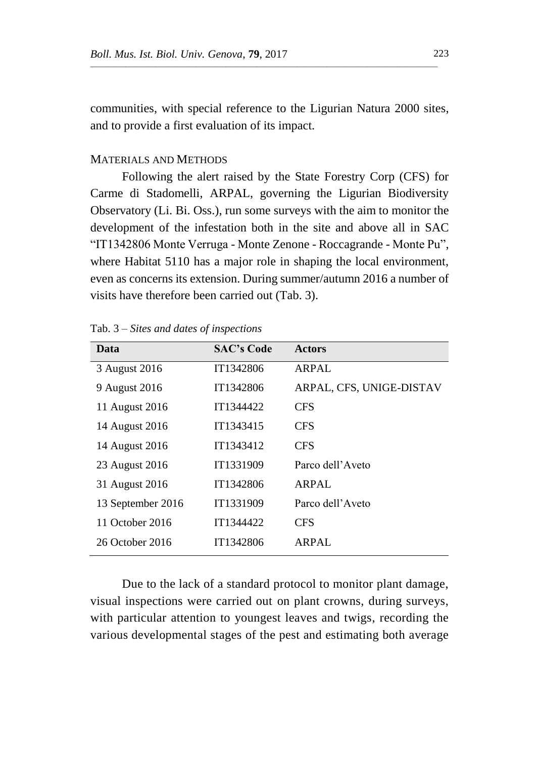communities, with special reference to the Ligurian Natura 2000 sites, and to provide a first evaluation of its impact.

## MATERIALS AND METHODS

Following the alert raised by the State Forestry Corp (CFS) for Carme di Stadomelli, ARPAL, governing the Ligurian Biodiversity Observatory (Li. Bi. Oss.), run some surveys with the aim to monitor the development of the infestation both in the site and above all in SAC "IT1342806 Monte Verruga - Monte Zenone - Roccagrande - Monte Pu", where Habitat 5110 has a major role in shaping the local environment, even as concerns its extension. During summer/autumn 2016 a number of visits have therefore been carried out (Tab. 3).

Tab. 3 – *Sites and dates of inspections*

| Data | SAC's Code | Actors |
|---|---|---|
| 3 August 2016 | IT1342806 | ARPAL |
| 9 August 2016 | IT1342806 | ARPAL, CFS, UNIGE-DISTAV |
| 11 August 2016 | IT1344422 | CFS |
| 14 August 2016 | IT1343415 | CFS |
| 14 August 2016 | IT1343412 | CFS |
| 23 August 2016 | IT1331909 | Parco dell'Aveto |
| 31 August 2016 | IT1342806 | ARPAL |
| 13 September 2016 | IT1331909 | Parco dell'Aveto |
| 11 October 2016 | IT1344422 | CFS |
| 26 October 2016 | IT1342806 | ARPAL |

Due to the lack of a standard protocol to monitor plant damage, visual inspections were carried out on plant crowns, during surveys, with particular attention to youngest leaves and twigs, recording the various developmental stages of the pest and estimating both average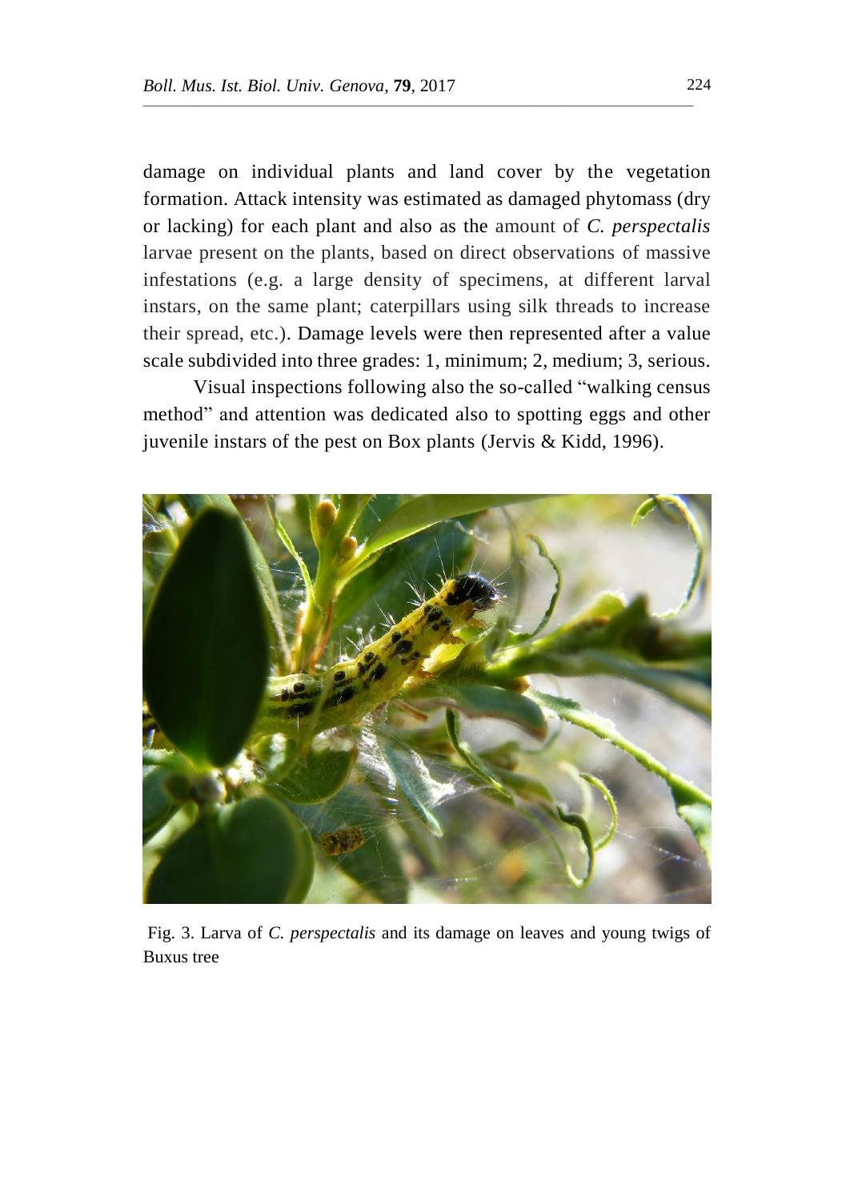damage on individual plants and land cover by the vegetation formation. Attack intensity was estimated as damaged phytomass (dry or lacking) for each plant and also as the amount of *C. perspectalis* larvae present on the plants, based on direct observations of massive infestations (e.g. a large density of specimens, at different larval instars, on the same plant; caterpillars using silk threads to increase their spread, etc.). Damage levels were then represented after a value scale subdivided into three grades: 1, minimum; 2, medium; 3, serious.

Visual inspections following also the so-called "walking census method" and attention was dedicated also to spotting eggs and other juvenile instars of the pest on Box plants (Jervis & Kidd, 1996).

Fig. 3. Larva of *C. perspectalis* and its damage on leaves and young twigs of Buxus tree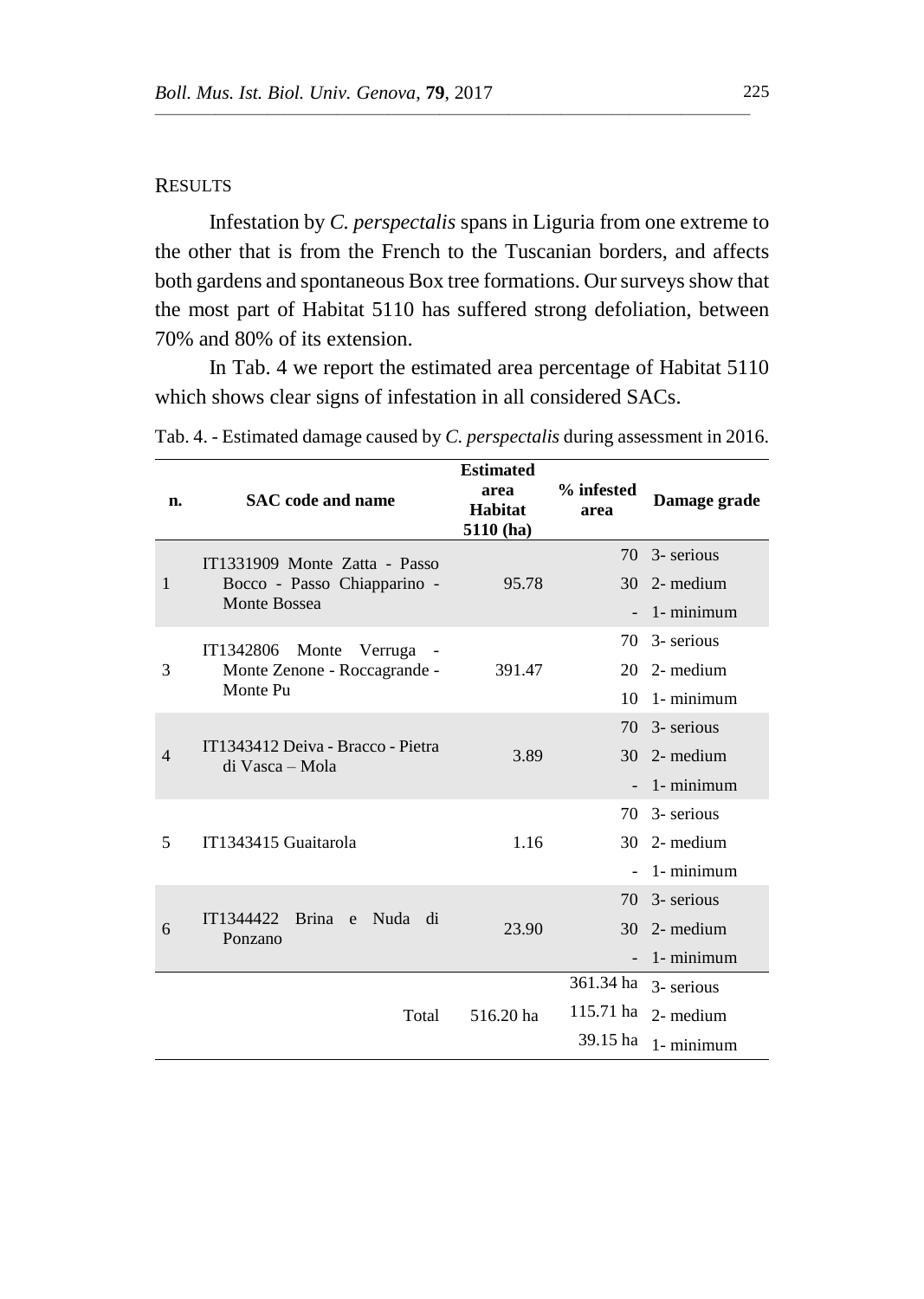## RESULTS

Infestation by *C. perspectalis* spans in Liguria from one extreme to the other that is from the French to the Tuscanian borders, and affects both gardens and spontaneous Box tree formations. Our surveys show that the most part of Habitat 5110 has suffered strong defoliation, between 70% and 80% of its extension.

In Tab. 4 we report the estimated area percentage of Habitat 5110 which shows clear signs of infestation in all considered SACs.

Tab. 4. - Estimated damage caused by *C. perspectalis* during assessment in 2016.

| n. | SAC code and name | Estimated area Habitat 5110 (ha) | % infested area | Damage grade |
|---|---|---|---|---|
| 1 | IT1331909 Monte Zatta - Passo Bocco - Passo Chiapparino - Monte Bossea | 95.78 | 70 | 3- serious |
| | | | 30 | 2- medium |
| | | | - | 1- minimum |
| 3 | IT1342806 Monte Verruga - Monte Zenone - Roccagrande - Monte Pu | 391.47 | 70 | 3- serious |
| | | | 20 | 2- medium |
| | | | 10 | 1- minimum |
| 4 | IT1343412 Deiva - Bracco - Pietra di Vasca – Mola | 3.89 | 70 | 3- serious |
| | | | 30 | 2- medium |
| | | | - | 1- minimum |
| 5 | IT1343415 Guaitarola | 1.16 | 70 | 3- serious |
| | | | 30 | 2- medium |
| | | | - | 1- minimum |
| 6 | IT1344422 Brina e Nuda di Ponzano | 23.90 | 70 | 3- serious |
| | | | 30 | 2- medium |
| | | | - | 1- minimum |
| | Total | 516.20 ha | 361.34 ha | 3- serious |
| | | | 115.71 ha | 2- medium |
| | | | 39.15 ha | 1- minimum |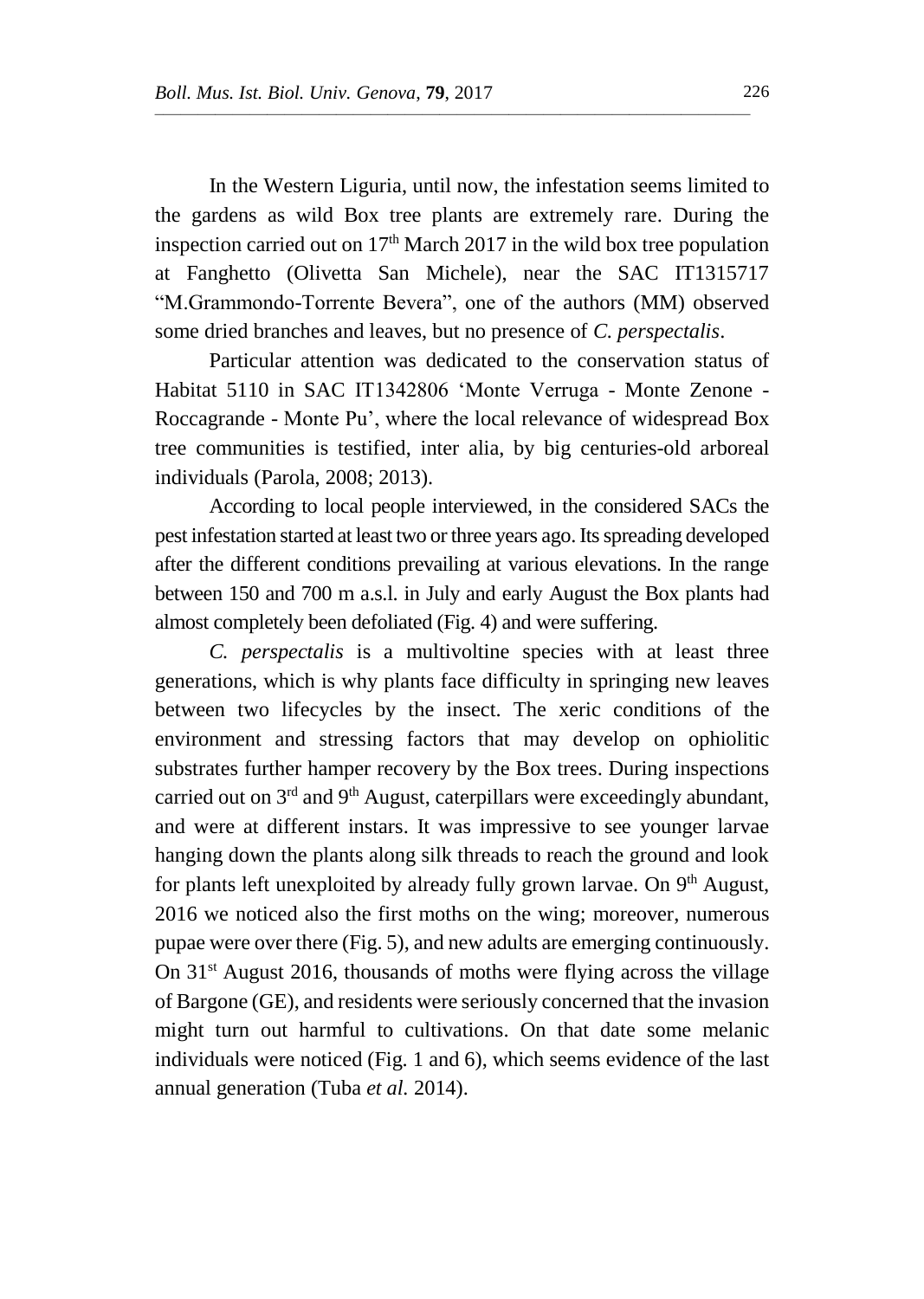In the Western Liguria, until now, the infestation seems limited to the gardens as wild Box tree plants are extremely rare. During the inspection carried out on 17th March 2017 in the wild box tree population at Fanghetto (Olivetta San Michele), near the SAC IT1315717 "M.Grammondo-Torrente Bevera", one of the authors (MM) observed some dried branches and leaves, but no presence of *C. perspectalis*.

Particular attention was dedicated to the conservation status of Habitat 5110 in SAC IT1342806 'Monte Verruga - Monte Zenone - Roccagrande - Monte Pu', where the local relevance of widespread Box tree communities is testified, inter alia, by big centuries-old arboreal individuals (Parola, 2008; 2013).

According to local people interviewed, in the considered SACs the pest infestation started at least two or three years ago. Its spreading developed after the different conditions prevailing at various elevations. In the range between 150 and 700 m a.s.l. in July and early August the Box plants had almost completely been defoliated (Fig. 4) and were suffering.

*C. perspectalis* is a multivoltine species with at least three generations, which is why plants face difficulty in springing new leaves between two lifecycles by the insect. The xeric conditions of the environment and stressing factors that may develop on ophiolitic substrates further hamper recovery by the Box trees. During inspections carried out on 3rd and 9th August, caterpillars were exceedingly abundant, and were at different instars. It was impressive to see younger larvae hanging down the plants along silk threads to reach the ground and look for plants left unexploited by already fully grown larvae. On 9th August, 2016 we noticed also the first moths on the wing; moreover, numerous pupae were over there (Fig. 5), and new adults are emerging continuously. On 31st August 2016, thousands of moths were flying across the village of Bargone (GE), and residents were seriously concerned that the invasion might turn out harmful to cultivations. On that date some melanic individuals were noticed (Fig. 1 and 6), which seems evidence of the last annual generation (Tuba *et al.* 2014).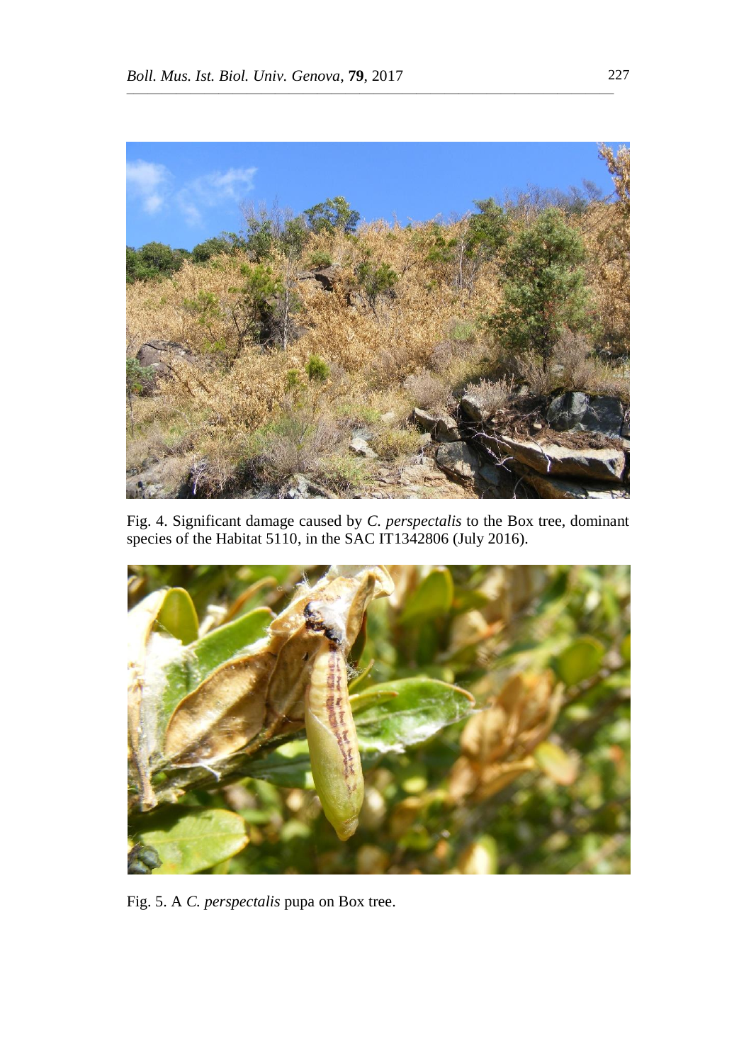Fig. 4. Significant damage caused by *C. perspectalis* to the Box tree, dominant species of the Habitat 5110, in the SAC IT1342806 (July 2016).

Fig. 5. A *C. perspectalis* pupa on Box tree.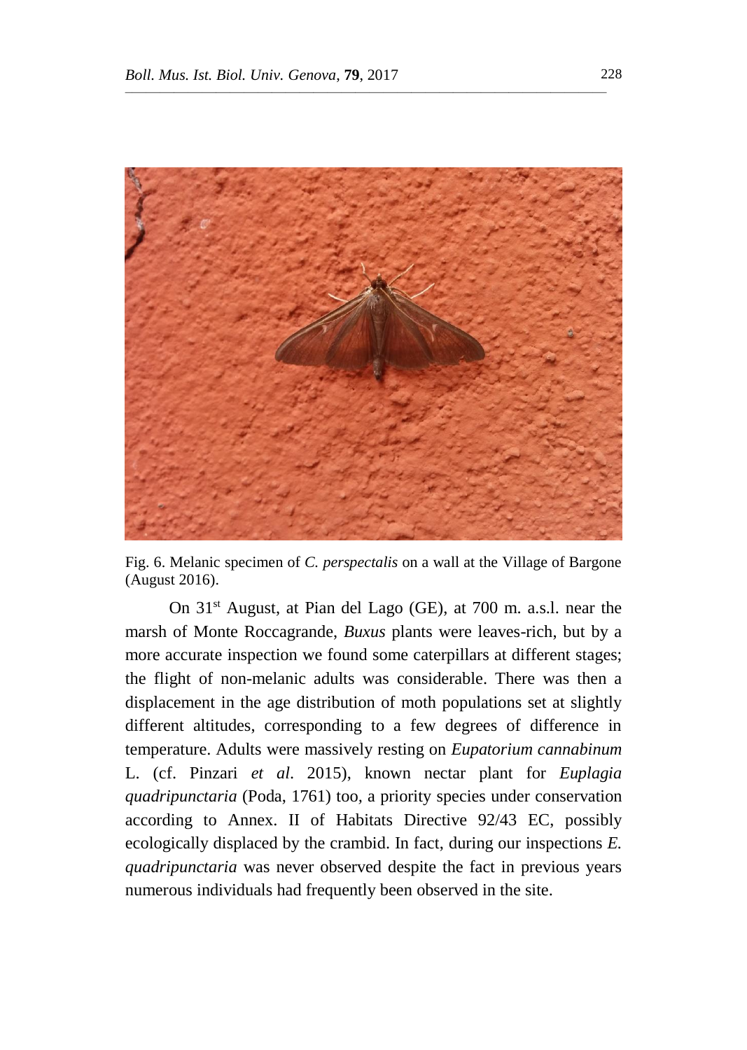Fig. 6. Melanic specimen of *C. perspectalis* on a wall at the Village of Bargone (August 2016).

On 31st August, at Pian del Lago (GE), at 700 m. a.s.l. near the marsh of Monte Roccagrande, *Buxus* plants were leaves-rich, but by a more accurate inspection we found some caterpillars at different stages; the flight of non-melanic adults was considerable. There was then a displacement in the age distribution of moth populations set at slightly different altitudes, corresponding to a few degrees of difference in temperature. Adults were massively resting on *Eupatorium cannabinum* L. (cf. Pinzari *et al*. 2015), known nectar plant for *Euplagia quadripunctaria* (Poda, 1761) too, a priority species under conservation according to Annex. II of Habitats Directive 92/43 EC, possibly ecologically displaced by the crambid. In fact, during our inspections *E. quadripunctaria* was never observed despite the fact in previous years numerous individuals had frequently been observed in the site.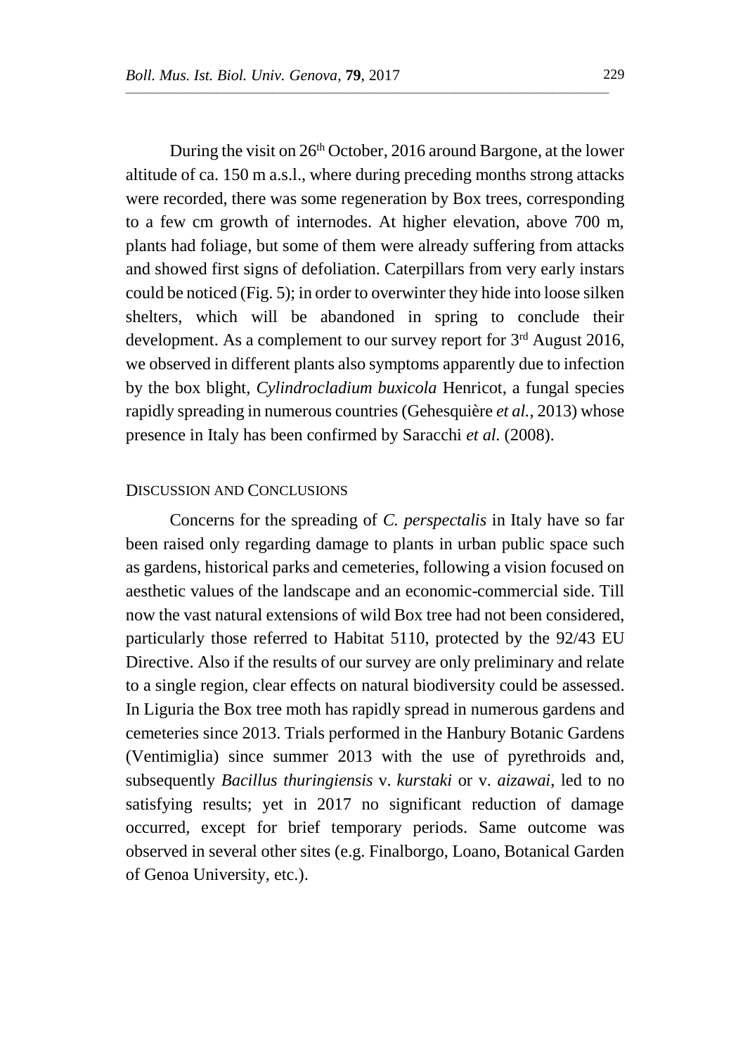During the visit on 26th October, 2016 around Bargone, at the lower altitude of ca. 150 m a.s.l., where during preceding months strong attacks were recorded, there was some regeneration by Box trees, corresponding to a few cm growth of internodes. At higher elevation, above 700 m, plants had foliage, but some of them were already suffering from attacks and showed first signs of defoliation. Caterpillars from very early instars could be noticed (Fig. 5); in order to overwinter they hide into loose silken shelters, which will be abandoned in spring to conclude their development. As a complement to our survey report for 3rd August 2016, we observed in different plants also symptoms apparently due to infection by the box blight, *Cylindrocladium buxicola* Henricot, a fungal species rapidly spreading in numerous countries (Gehesquière *et al.*, 2013) whose presence in Italy has been confirmed by Saracchi *et al.* (2008).

## DISCUSSION AND CONCLUSIONS

Concerns for the spreading of *C. perspectalis* in Italy have so far been raised only regarding damage to plants in urban public space such as gardens, historical parks and cemeteries, following a vision focused on aesthetic values of the landscape and an economic-commercial side. Till now the vast natural extensions of wild Box tree had not been considered, particularly those referred to Habitat 5110, protected by the 92/43 EU Directive. Also if the results of our survey are only preliminary and relate to a single region, clear effects on natural biodiversity could be assessed. In Liguria the Box tree moth has rapidly spread in numerous gardens and cemeteries since 2013. Trials performed in the Hanbury Botanic Gardens (Ventimiglia) since summer 2013 with the use of pyrethroids and, subsequently *Bacillus thuringiensis* v. *kurstaki* or v. *aizawai*, led to no satisfying results; yet in 2017 no significant reduction of damage occurred, except for brief temporary periods. Same outcome was observed in several other sites (e.g. Finalborgo, Loano, Botanical Garden of Genoa University, etc.).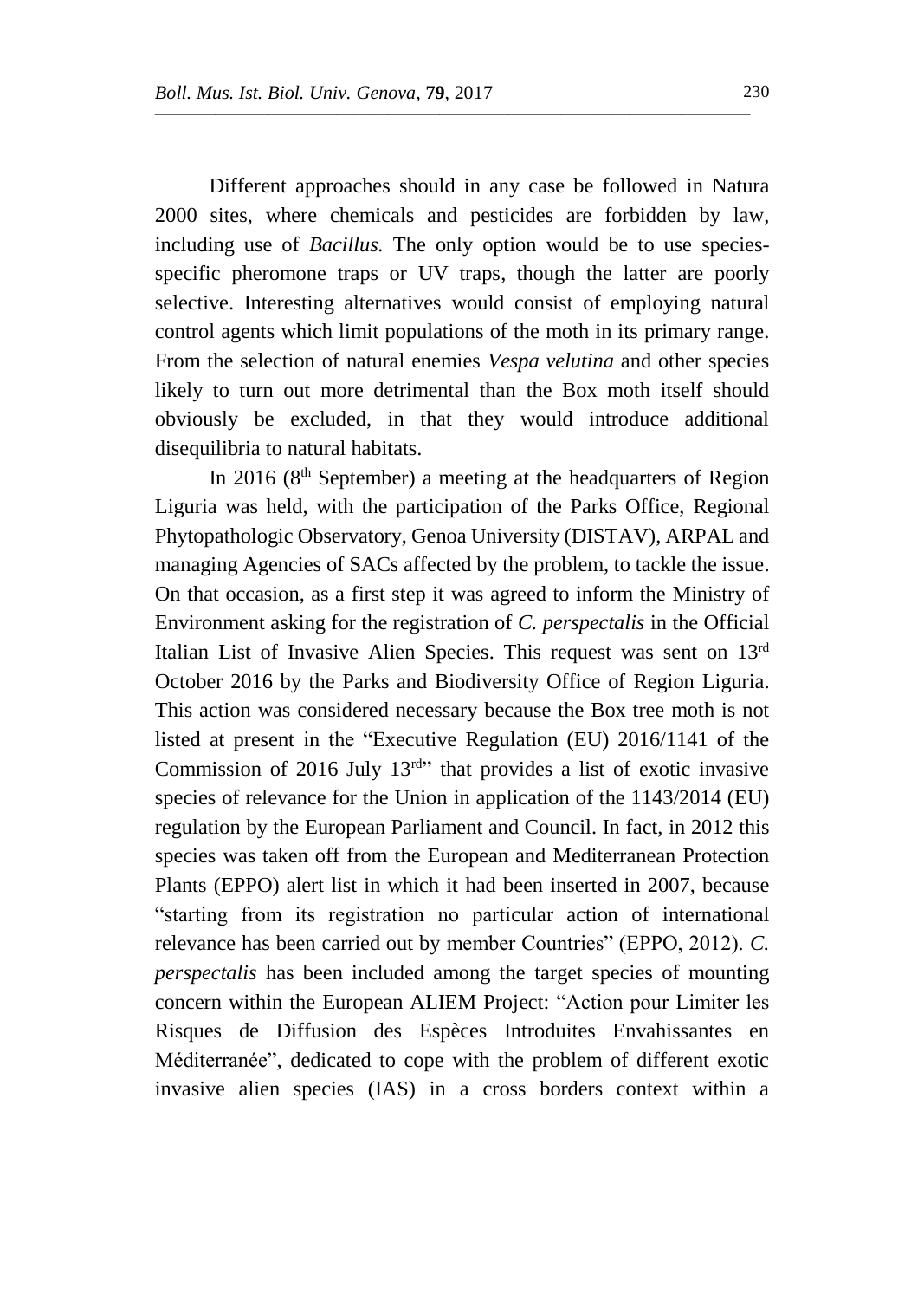Different approaches should in any case be followed in Natura 2000 sites, where chemicals and pesticides are forbidden by law, including use of *Bacillus.* The only option would be to use species-specific pheromone traps or UV traps, though the latter are poorly selective. Interesting alternatives would consist of employing natural control agents which limit populations of the moth in its primary range. From the selection of natural enemies *Vespa velutina* and other species likely to turn out more detrimental than the Box moth itself should obviously be excluded, in that they would introduce additional disequilibria to natural habitats.

In 2016 (8th September) a meeting at the headquarters of Region Liguria was held, with the participation of the Parks Office, Regional Phytopathologic Observatory, Genoa University (DISTAV), ARPAL and managing Agencies of SACs affected by the problem, to tackle the issue. On that occasion, as a first step it was agreed to inform the Ministry of Environment asking for the registration of *C. perspectalis* in the Official Italian List of Invasive Alien Species. This request was sent on 13rd October 2016 by the Parks and Biodiversity Office of Region Liguria. This action was considered necessary because the Box tree moth is not listed at present in the "Executive Regulation (EU) 2016/1141 of the Commission of 2016 July 13rd" that provides a list of exotic invasive species of relevance for the Union in application of the 1143/2014 (EU) regulation by the European Parliament and Council. In fact, in 2012 this species was taken off from the European and Mediterranean Protection Plants (EPPO) alert list in which it had been inserted in 2007, because "starting from its registration no particular action of international relevance has been carried out by member Countries" (EPPO, 2012). *C. perspectalis* has been included among the target species of mounting concern within the European ALIEM Project: "Action pour Limiter les Risques de Diffusion des Espèces Introduites Envahissantes en Méditerranée", dedicated to cope with the problem of different exotic invasive alien species (IAS) in a cross borders context within a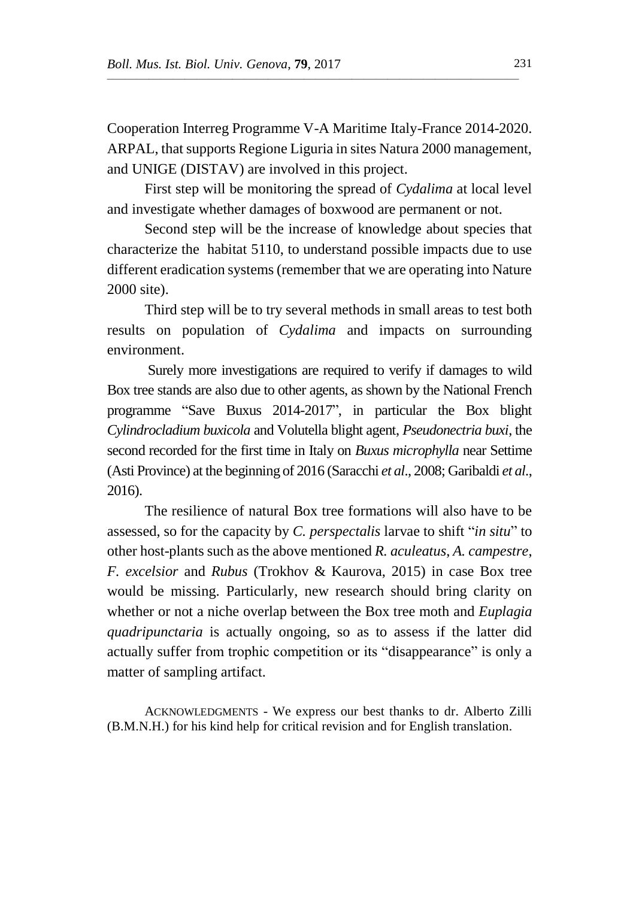Cooperation Interreg Programme V-A Maritime Italy-France 2014-2020. ARPAL, that supports Regione Liguria in sites Natura 2000 management, and UNIGE (DISTAV) are involved in this project.

First step will be monitoring the spread of *Cydalima* at local level and investigate whether damages of boxwood are permanent or not.

Second step will be the increase of knowledge about species that characterize the habitat 5110, to understand possible impacts due to use different eradication systems (remember that we are operating into Nature 2000 site).

Third step will be to try several methods in small areas to test both results on population of *Cydalima* and impacts on surrounding environment.

Surely more investigations are required to verify if damages to wild Box tree stands are also due to other agents, as shown by the National French programme "Save Buxus 2014-2017", in particular the Box blight *Cylindrocladium buxicola* and Volutella blight agent, *Pseudonectria buxi*, the second recorded for the first time in Italy on *Buxus microphylla* near Settime (Asti Province) at the beginning of 2016 (Saracchi *et al*., 2008; Garibaldi *et al*., 2016).

The resilience of natural Box tree formations will also have to be assessed, so for the capacity by *C. perspectalis* larvae to shift "*in situ*" to other host-plants such as the above mentioned *R. aculeatus*, *A. campestre*, *F. excelsior* and *Rubus* (Trokhov & Kaurova, 2015) in case Box tree would be missing. Particularly, new research should bring clarity on whether or not a niche overlap between the Box tree moth and *Euplagia quadripunctaria* is actually ongoing, so as to assess if the latter did actually suffer from trophic competition or its "disappearance" is only a matter of sampling artifact.

ACKNOWLEDGMENTS - We express our best thanks to dr. Alberto Zilli (B.M.N.H.) for his kind help for critical revision and for English translation.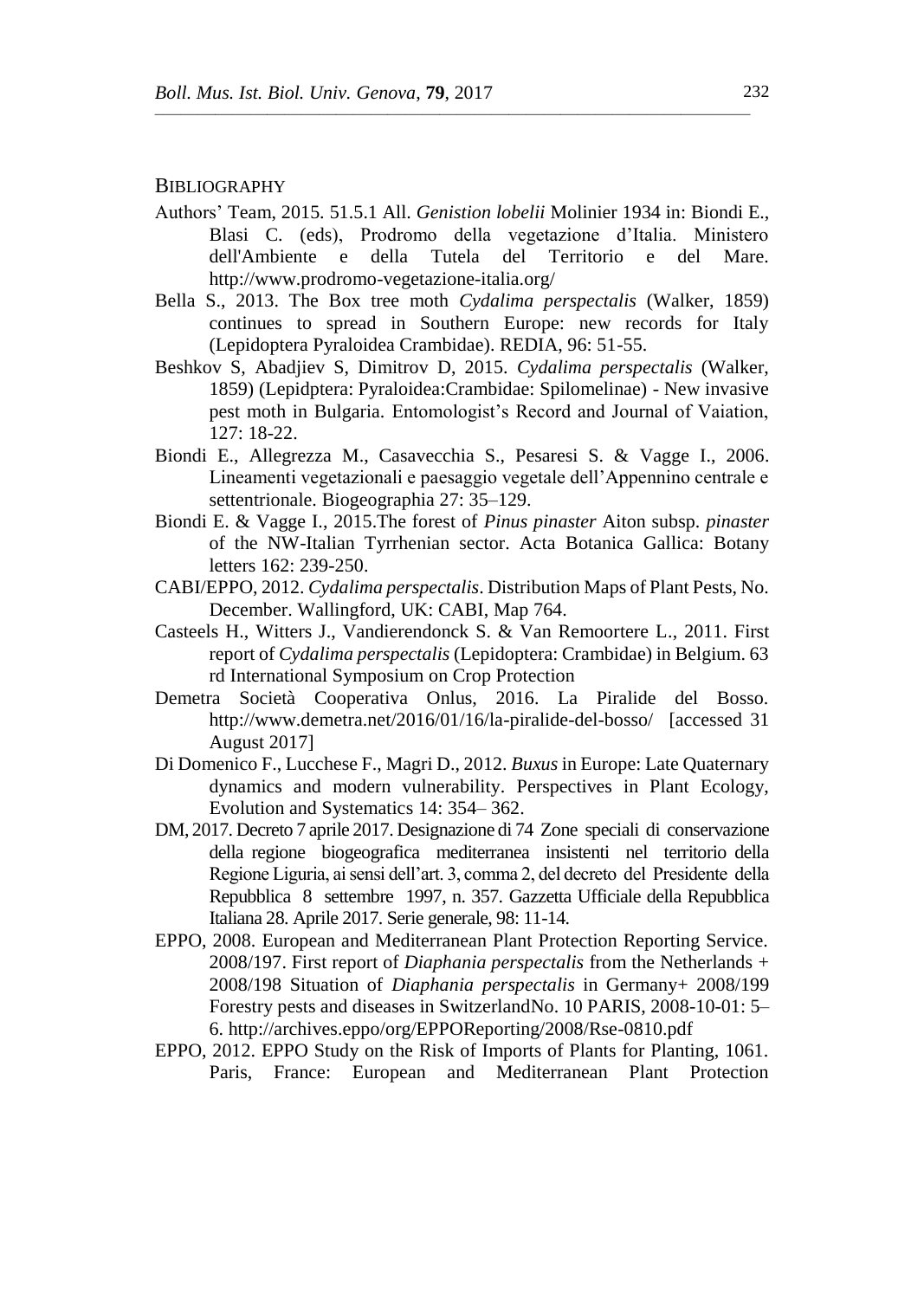## BIBLIOGRAPHY

Authors' Team, 2015. 51.5.1 All. *Genistion lobelii* Molinier 1934 in: Biondi E., Blasi C. (eds), Prodromo della vegetazione d'Italia. Ministero dell'Ambiente e della Tutela del Territorio e del Mare. http://www.prodromo-vegetazione-italia.org/

Bella S., 2013. The Box tree moth *Cydalima perspectalis* (Walker, 1859) continues to spread in Southern Europe: new records for Italy (Lepidoptera Pyraloidea Crambidae). REDIA, 96: 51-55.

Beshkov S, Abadjiev S, Dimitrov D, 2015. *Cydalima perspectalis* (Walker, 1859) (Lepidptera: Pyraloidea:Crambidae: Spilomelinae) - New invasive pest moth in Bulgaria. Entomologist's Record and Journal of Vaiation, 127: 18-22.

Biondi E., Allegrezza M., Casavecchia S., Pesaresi S. & Vagge I., 2006. Lineamenti vegetazionali e paesaggio vegetale dell'Appennino centrale e settentrionale. Biogeographia 27: 35–129.

Biondi E. & Vagge I., 2015.The forest of *Pinus pinaster* Aiton subsp. *pinaster* of the NW-Italian Tyrrhenian sector. Acta Botanica Gallica: Botany letters 162: 239-250.

CABI/EPPO, 2012. *Cydalima perspectalis*. Distribution Maps of Plant Pests, No. December. Wallingford, UK: CABI, Map 764.

Casteels H., Witters J., Vandierendonck S. & Van Remoortere L., 2011. First report of *Cydalima perspectalis* (Lepidoptera: Crambidae) in Belgium. 63 rd International Symposium on Crop Protection

Demetra Società Cooperativa Onlus, 2016. La Piralide del Bosso. http://www.demetra.net/2016/01/16/la-piralide-del-bosso/ [accessed 31 August 2017]

Di Domenico F., Lucchese F., Magri D., 2012. *Buxus* in Europe: Late Quaternary dynamics and modern vulnerability. Perspectives in Plant Ecology, Evolution and Systematics 14: 354– 362.

DM, 2017. Decreto 7 aprile 2017. Designazione di 74 Zone speciali di conservazione della regione biogeografica mediterranea insistenti nel territorio della Regione Liguria, ai sensi dell'art. 3, comma 2, del decreto del Presidente della Repubblica 8 settembre 1997, n. 357. Gazzetta Ufficiale della Repubblica Italiana 28. Aprile 2017. Serie generale, 98: 11-14.

EPPO, 2008. European and Mediterranean Plant Protection Reporting Service. 2008/197. First report of *Diaphania perspectalis* from the Netherlands + 2008/198 Situation of *Diaphania perspectalis* in Germany+ 2008/199 Forestry pests and diseases in SwitzerlandNo. 10 PARIS, 2008-10-01: 5–6. http://archives.eppo/org/EPPOReporting/2008/Rse-0810.pdf

EPPO, 2012. EPPO Study on the Risk of Imports of Plants for Planting, 1061. Paris, France: European and Mediterranean Plant Protection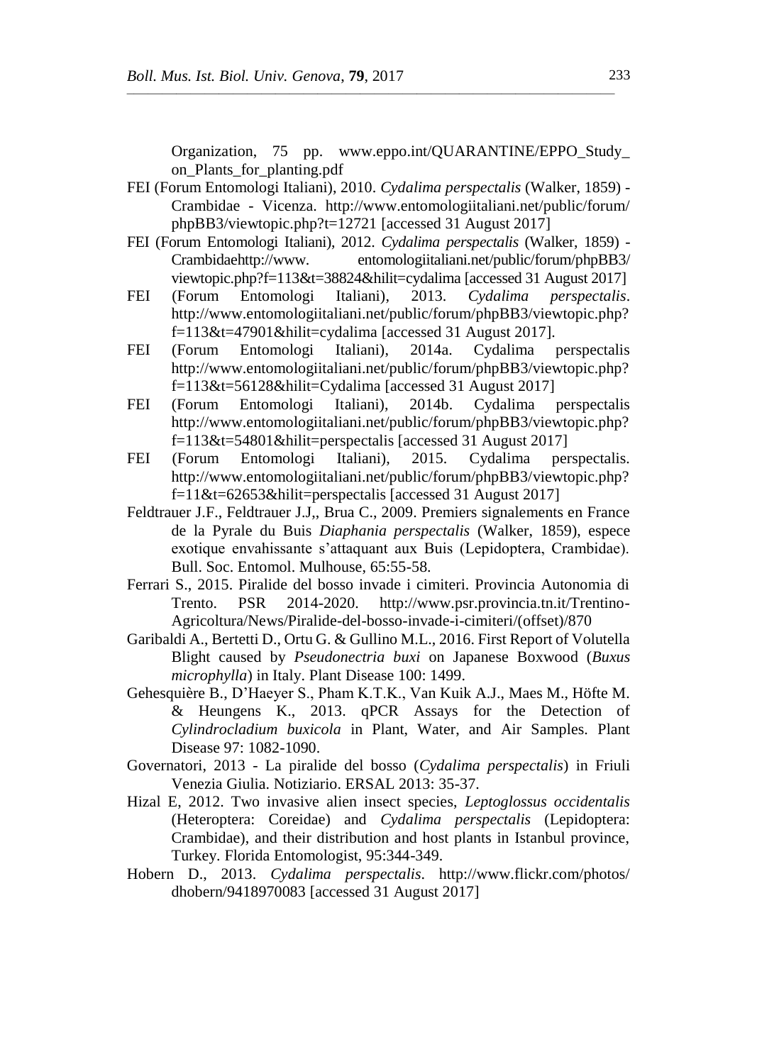Organization, 75 pp. www.eppo.int/QUARANTINE/EPPO_Study_on_Plants_for_planting.pdf

FEI (Forum Entomologi Italiani), 2010. *Cydalima perspectalis* (Walker, 1859) - Crambidae - Vicenza. http://www.entomologiitaliani.net/public/forum/phpBB3/viewtopic.php?t=12721 [accessed 31 August 2017]

FEI (Forum Entomologi Italiani), 2012. *Cydalima perspectalis* (Walker, 1859) - Crambidaehttp://www. entomologiitaliani.net/public/forum/phpBB3/viewtopic.php?f=113&t=38824&hilit=cydalima [accessed 31 August 2017]

FEI (Forum Entomologi Italiani), 2013. *Cydalima perspectalis*. http://www.entomologiitaliani.net/public/forum/phpBB3/viewtopic.php?f=113&t=47901&hilit=cydalima [accessed 31 August 2017].

FEI (Forum Entomologi Italiani), 2014a. Cydalima perspectalis http://www.entomologiitaliani.net/public/forum/phpBB3/viewtopic.php?f=113&t=56128&hilit=Cydalima [accessed 31 August 2017]

FEI (Forum Entomologi Italiani), 2014b. Cydalima perspectalis http://www.entomologiitaliani.net/public/forum/phpBB3/viewtopic.php?f=113&t=54801&hilit=perspectalis [accessed 31 August 2017]

FEI (Forum Entomologi Italiani), 2015. Cydalima perspectalis. http://www.entomologiitaliani.net/public/forum/phpBB3/viewtopic.php?f=11&t=62653&hilit=perspectalis [accessed 31 August 2017]

Feldtrauer J.F., Feldtrauer J.J,, Brua C., 2009. Premiers signalements en France de la Pyrale du Buis *Diaphania perspectalis* (Walker, 1859), espece exotique envahissante s'attaquant aux Buis (Lepidoptera, Crambidae). Bull. Soc. Entomol. Mulhouse, 65:55-58.

Ferrari S., 2015. Piralide del bosso invade i cimiteri. Provincia Autonomia di Trento. PSR 2014-2020. http://www.psr.provincia.tn.it/Trentino-Agricoltura/News/Piralide-del-bosso-invade-i-cimiteri/(offset)/870

Garibaldi A., Bertetti D., Ortu G. & Gullino M.L., 2016. First Report of Volutella Blight caused by *Pseudonectria buxi* on Japanese Boxwood (*Buxus microphylla*) in Italy. Plant Disease 100: 1499.

Gehesquière B., D'Haeyer S., Pham K.T.K., Van Kuik A.J., Maes M., Höfte M. & Heungens K., 2013. qPCR Assays for the Detection of *Cylindrocladium buxicola* in Plant, Water, and Air Samples. Plant Disease 97: 1082-1090.

Governatori, 2013 - La piralide del bosso (*Cydalima perspectalis*) in Friuli Venezia Giulia. Notiziario. ERSAL 2013: 35-37.

Hizal E, 2012. Two invasive alien insect species, *Leptoglossus occidentalis* (Heteroptera: Coreidae) and *Cydalima perspectalis* (Lepidoptera: Crambidae), and their distribution and host plants in Istanbul province, Turkey. Florida Entomologist, 95:344-349.

Hobern D., 2013. *Cydalima perspectalis*. http://www.flickr.com/photos/dhobern/9418970083 [accessed 31 August 2017]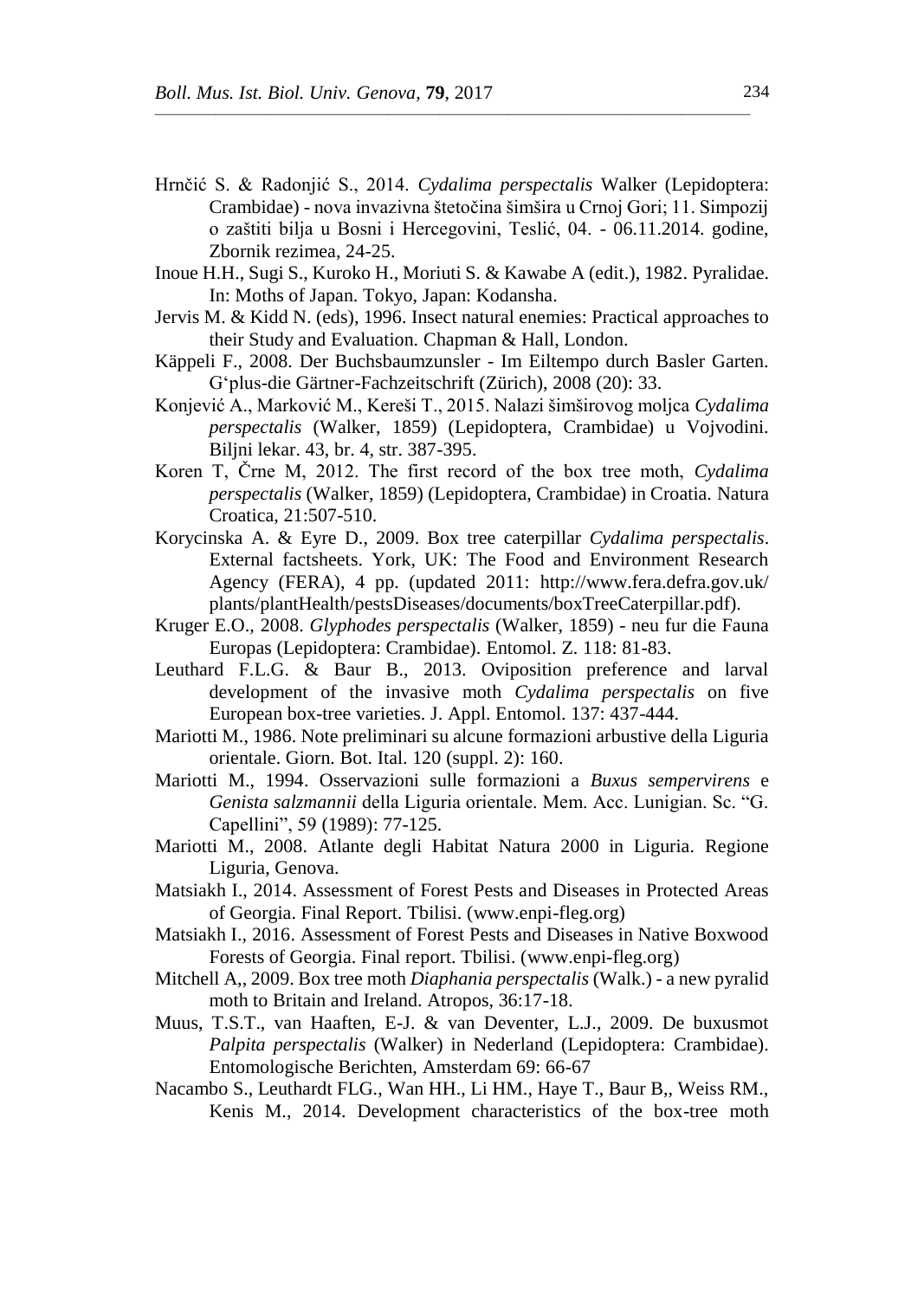Hrnčić S. & Radonjić S., 2014. *Cydalima perspectalis* Walker (Lepidoptera: Crambidae) - nova invazivna štetočina šimšira u Crnoj Gori; 11. Simpozij o zaštiti bilja u Bosni i Hercegovini, Teslić, 04. - 06.11.2014. godine, Zbornik rezimea, 24-25.

Inoue H.H., Sugi S., Kuroko H., Moriuti S. & Kawabe A (edit.), 1982. Pyralidae. In: Moths of Japan. Tokyo, Japan: Kodansha.

Jervis M. & Kidd N. (eds), 1996. Insect natural enemies: Practical approaches to their Study and Evaluation. Chapman & Hall, London.

Käppeli F., 2008. Der Buchsbaumzunsler - Im Eiltempo durch Basler Garten. G'plus-die Gärtner-Fachzeitschrift (Zürich), 2008 (20): 33.

Konjević A., Marković M., Kereši T., 2015. Nalazi šimširovog moljca *Cydalima perspectalis* (Walker, 1859) (Lepidoptera, Crambidae) u Vojvodini. Biljni lekar. 43, br. 4, str. 387-395.

Koren T, Črne M, 2012. The first record of the box tree moth, *Cydalima perspectalis* (Walker, 1859) (Lepidoptera, Crambidae) in Croatia. Natura Croatica, 21:507-510.

Korycinska A. & Eyre D., 2009. Box tree caterpillar *Cydalima perspectalis*. External factsheets. York, UK: The Food and Environment Research Agency (FERA), 4 pp. (updated 2011: http://www.fera.defra.gov.uk/plants/plantHealth/pestsDiseases/documents/boxTreeCaterpillar.pdf).

Kruger E.O., 2008. *Glyphodes perspectalis* (Walker, 1859) - neu fur die Fauna Europas (Lepidoptera: Crambidae). Entomol. Z. 118: 81-83.

Leuthard F.L.G. & Baur B., 2013. Oviposition preference and larval development of the invasive moth *Cydalima perspectalis* on five European box-tree varieties. J. Appl. Entomol. 137: 437-444.

Mariotti M., 1986. Note preliminari su alcune formazioni arbustive della Liguria orientale. Giorn. Bot. Ital. 120 (suppl. 2): 160.

Mariotti M., 1994. Osservazioni sulle formazioni a *Buxus sempervirens* e *Genista salzmannii* della Liguria orientale. Mem. Acc. Lunigian. Sc. "G. Capellini", 59 (1989): 77-125.

Mariotti M., 2008. Atlante degli Habitat Natura 2000 in Liguria. Regione Liguria, Genova.

Matsiakh I., 2014. Assessment of Forest Pests and Diseases in Protected Areas of Georgia. Final Report. Tbilisi. (www.enpi-fleg.org)

Matsiakh I., 2016. Assessment of Forest Pests and Diseases in Native Boxwood Forests of Georgia. Final report. Tbilisi. (www.enpi-fleg.org)

Mitchell A,, 2009. Box tree moth *Diaphania perspectalis* (Walk.) - a new pyralid moth to Britain and Ireland. Atropos, 36:17-18.

Muus, T.S.T., van Haaften, E-J. & van Deventer, L.J., 2009. De buxusmot *Palpita perspectalis* (Walker) in Nederland (Lepidoptera: Crambidae). Entomologische Berichten, Amsterdam 69: 66-67

Nacambo S., Leuthardt FLG., Wan HH., Li HM., Haye T., Baur B,, Weiss RM., Kenis M., 2014. Development characteristics of the box-tree moth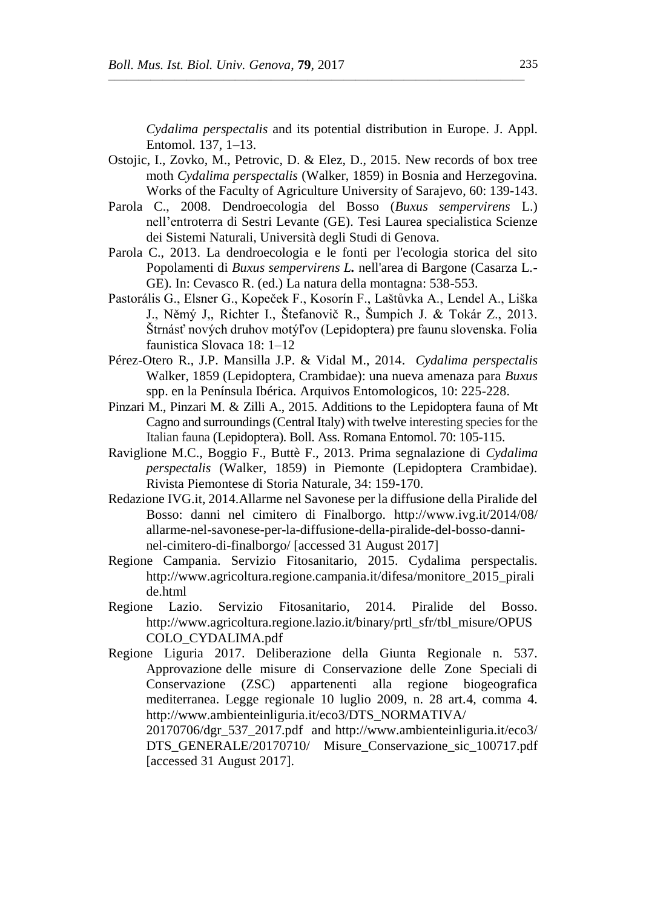*Cydalima perspectalis* and its potential distribution in Europe. J. Appl. Entomol. 137, 1–13.

Ostojic, I., Zovko, M., Petrovic, D. & Elez, D., 2015. New records of box tree moth *Cydalima perspectalis* (Walker, 1859) in Bosnia and Herzegovina. Works of the Faculty of Agriculture University of Sarajevo, 60: 139-143.

Parola C., 2008. Dendroecologia del Bosso (*Buxus sempervirens* L.) nell'entroterra di Sestri Levante (GE). Tesi Laurea specialistica Scienze dei Sistemi Naturali, Università degli Studi di Genova.

Parola C., 2013. La dendroecologia e le fonti per l'ecologia storica del sito Popolamenti di *Buxus sempervirens L.* nell'area di Bargone (Casarza L.-GE). In: Cevasco R. (ed.) La natura della montagna: 538-553.

Pastorális G., Elsner G., Kopeček F., Kosorín F., Laštůvka A., Lendel A., Liška J., Němý J,, Richter I., Štefanovič R., Šumpich J. & Tokár Z., 2013. Štrnásť nových druhov motýľov (Lepidoptera) pre faunu slovenska. Folia faunistica Slovaca 18: 1–12

Pérez-Otero R., J.P. Mansilla J.P. & Vidal M., 2014. *Cydalima perspectalis* Walker, 1859 (Lepidoptera, Crambidae): una nueva amenaza para *Buxus* spp. en la Península Ibérica. Arquivos Entomologicos, 10: 225-228.

Pinzari M., Pinzari M. & Zilli A., 2015. Additions to the Lepidoptera fauna of Mt Cagno and surroundings (Central Italy) with twelve interesting species for the Italian fauna (Lepidoptera). Boll. Ass. Romana Entomol. 70: 105-115.

Raviglione M.C., Boggio F., Buttè F., 2013. Prima segnalazione di *Cydalima perspectalis* (Walker, 1859) in Piemonte (Lepidoptera Crambidae). Rivista Piemontese di Storia Naturale, 34: 159-170.

Redazione IVG.it, 2014.Allarme nel Savonese per la diffusione della Piralide del Bosso: danni nel cimitero di Finalborgo. http://www.ivg.it/2014/08/allarme-nel-savonese-per-la-diffusione-della-piralide-del-bosso-danni-nel-cimitero-di-finalborgo/ [accessed 31 August 2017]

Regione Campania. Servizio Fitosanitario, 2015. Cydalima perspectalis. http://www.agricoltura.regione.campania.it/difesa/monitore_2015_piralide.html

Regione Lazio. Servizio Fitosanitario, 2014. Piralide del Bosso. http://www.agricoltura.regione.lazio.it/binary/prtl_sfr/tbl_misure/OPUSCOLO_CYDALIMA.pdf

Regione Liguria 2017. Deliberazione della Giunta Regionale n. 537. Approvazione delle misure di Conservazione delle Zone Speciali di Conservazione (ZSC) appartenenti alla regione biogeografica mediterranea. Legge regionale 10 luglio 2009, n. 28 art.4, comma 4. http://www.ambienteinliguria.it/eco3/DTS_NORMATIVA/20170706/dgr_537_2017.pdf and http://www.ambienteinliguria.it/eco3/DTS_GENERALE/20170710/ Misure_Conservazione_sic_100717.pdf [accessed 31 August 2017].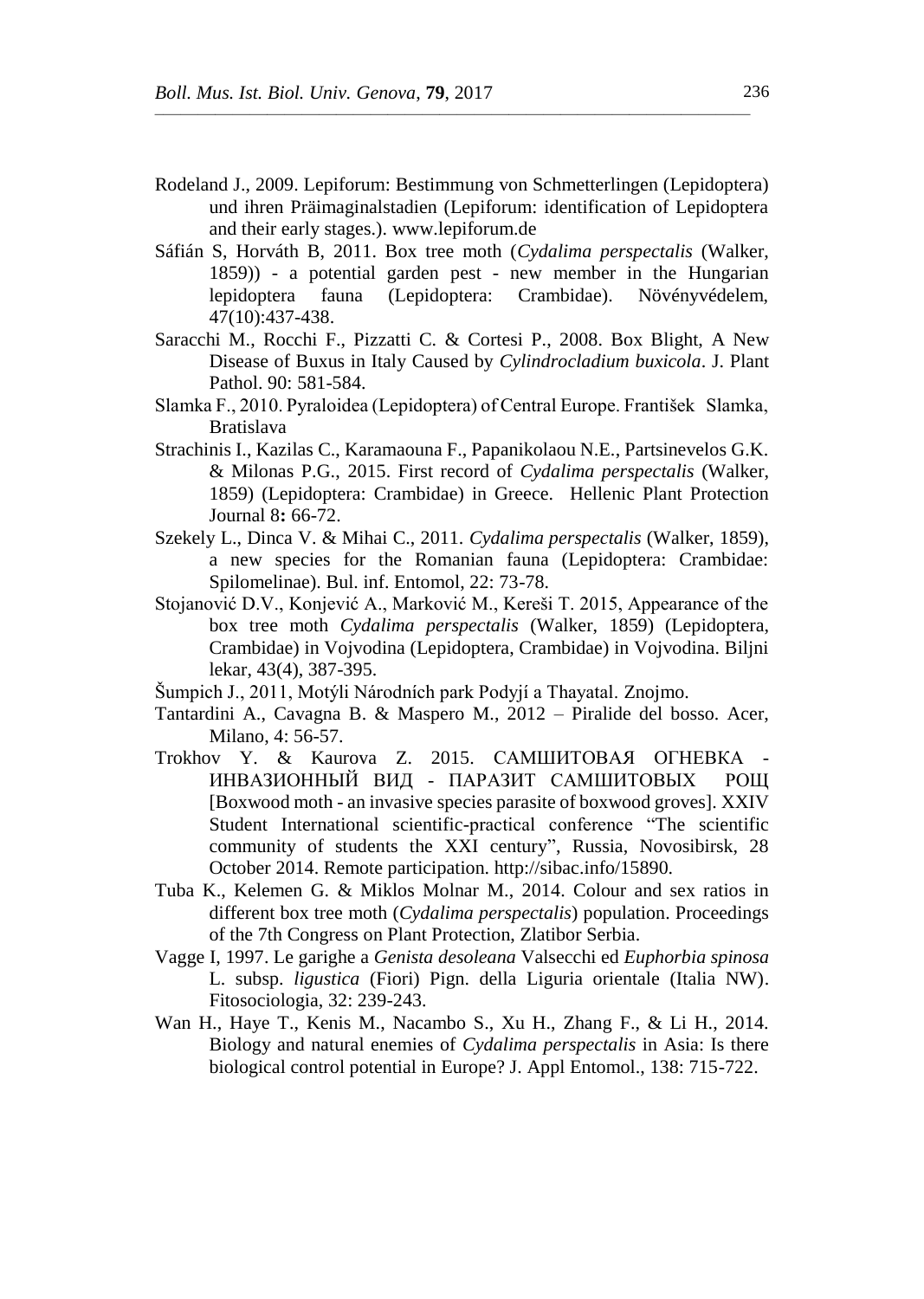Rodeland J., 2009. Lepiforum: Bestimmung von Schmetterlingen (Lepidoptera) und ihren Präimaginalstadien (Lepiforum: identification of Lepidoptera and their early stages.). www.lepiforum.de

Sáfián S, Horváth B, 2011. Box tree moth (*Cydalima perspectalis* (Walker, 1859)) - a potential garden pest - new member in the Hungarian lepidoptera fauna (Lepidoptera: Crambidae). Növényvédelem, 47(10):437-438.

Saracchi M., Rocchi F., Pizzatti C. & Cortesi P., 2008. Box Blight, A New Disease of Buxus in Italy Caused by *Cylindrocladium buxicola*. J. Plant Pathol. 90: 581-584.

Slamka F., 2010. Pyraloidea (Lepidoptera) of Central Europe. František Slamka, Bratislava

Strachinis I., Kazilas C., Karamaouna F., Papanikolaou N.E., Partsinevelos G.K. & Milonas P.G., 2015. First record of *Cydalima perspectalis* (Walker, 1859) (Lepidoptera: Crambidae) in Greece. Hellenic Plant Protection Journal 8**:** 66-72.

Szekely L., Dinca V. & Mihai C., 2011. *Cydalima perspectalis* (Walker, 1859), a new species for the Romanian fauna (Lepidoptera: Crambidae: Spilomelinae). Bul. inf. Entomol, 22: 73-78.

Stojanović D.V., Konjević A., Marković M., Kereši T. 2015, Appearance of the box tree moth *Cydalima perspectalis* (Walker, 1859) (Lepidoptera, Crambidae) in Vojvodina (Lepidoptera, Crambidae) in Vojvodina. Biljni lekar, 43(4), 387-395.

Šumpich J., 2011, Motýli Národních park Podyjí a Thayatal. Znojmo.

Tantardini A., Cavagna B. & Maspero M., 2012 – Piralide del bosso. Acer, Milano, 4: 56-57.

Trokhov Y. & Kaurova Z. 2015. САМШИТОВАЯ ОГНЕВКА - ИНВАЗИОННЫЙ ВИД - ПАРАЗИТ САМШИТОВЫХ РОЩ [Boxwood moth - an invasive species parasite of boxwood groves]. XXIV Student International scientific-practical conference "The scientific community of students the XXI century", Russia, Novosibirsk, 28 October 2014. Remote participation. http://sibac.info/15890.

Tuba K., Kelemen G. & Miklos Molnar M., 2014. Colour and sex ratios in different box tree moth (*Cydalima perspectalis*) population. Proceedings of the 7th Congress on Plant Protection, Zlatibor Serbia.

Vagge I, 1997. Le garighe a *Genista desoleana* Valsecchi ed *Euphorbia spinosa* L. subsp. *ligustica* (Fiori) Pign. della Liguria orientale (Italia NW). Fitosociologia, 32: 239-243.

Wan H., Haye T., Kenis M., Nacambo S., Xu H., Zhang F., & Li H., 2014. Biology and natural enemies of *Cydalima perspectalis* in Asia: Is there biological control potential in Europe? J. Appl Entomol., 138: 715-722.